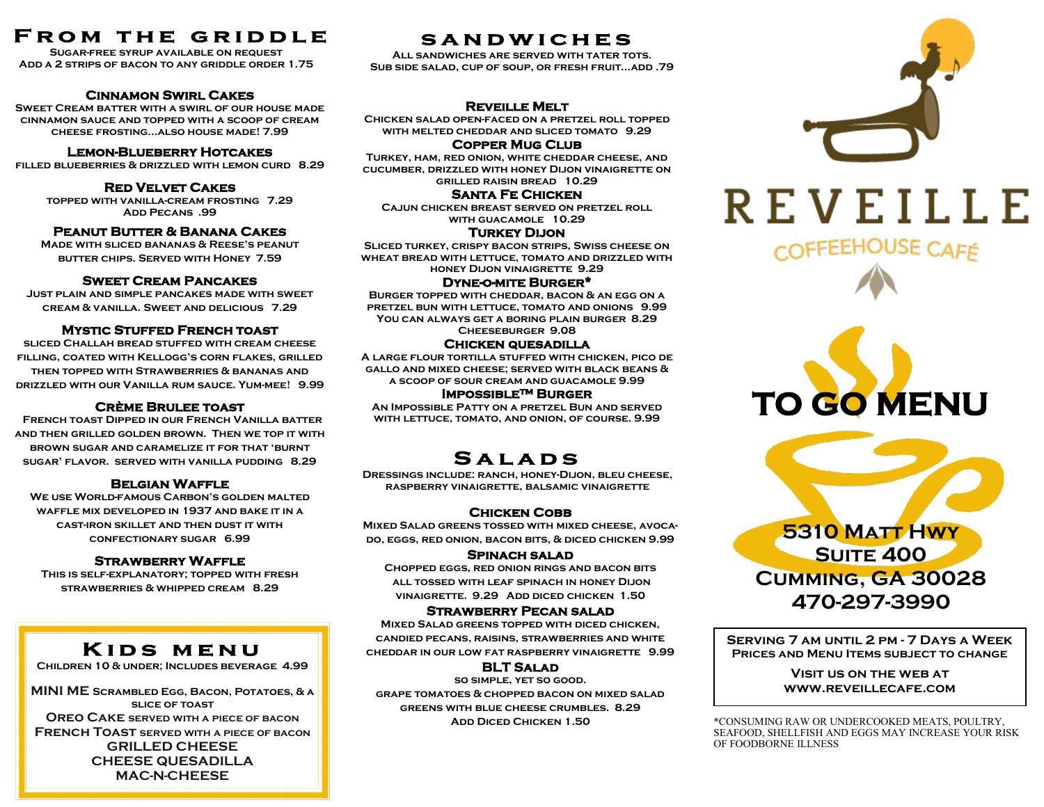# From the Griddle

Sugar-free syrup available on request
Add a 2 strips of bacon to any griddle order 1.75

### Cinnamon Swirl Cakes

Sweet cream batter with a swirl of our house made cinnamon sauce and topped with a scoop of cream cheese frosting...also house made! 7.99

### Lemon-Blueberry Hotcakes

Filled blueberries & drizzled with lemon curd 8.29

### Red Velvet Cakes

Topped with vanilla-cream frosting 7.29
Add Pecans .99

### Peanut Butter & Banana Cakes

Made with sliced bananas & Reese's peanut butter chips. Served with Honey 7.59

### Sweet Cream Pancakes

Just plain and simple pancakes made with sweet cream & vanilla. Sweet and delicious 7.29

### Mystic Stuffed French Toast

Sliced Challah bread stuffed with cream cheese filling, coated with Kellogg's corn flakes, grilled then topped with strawberries & bananas and drizzled with our vanilla rum sauce. Yum-mee! 9.99

### Crème Brulee Toast

French toast dipped in our French vanilla batter and then grilled golden brown. Then we top it with brown sugar and caramelize it for that 'burnt sugar' flavor. Served with vanilla pudding 8.29

### Belgian Waffle

We use world-famous Carbon's golden malted waffle mix developed in 1937 and bake it in a cast-iron skillet and then dust it with confectionary sugar 6.99

### Strawberry Waffle

This is self-explanatory; topped with fresh strawberries & whipped cream 8.29

# Kids Menu

Children 10 & under; includes beverage 4.99

- **Mini Me** Scrambled egg, bacon, potatoes, & a slice of toast
- **Oreo Cake** served with a piece of bacon
- **French Toast** served with a piece of bacon
- **Grilled Cheese**
- **Cheese Quesadilla**
- **Mac-N-Cheese**

# Sandwiches

All sandwiches are served with tater tots.
Sub side salad, cup of soup, or fresh fruit...add .79

### Reveille Melt

Chicken salad open-faced on a pretzel roll topped with melted cheddar and sliced tomato 9.29

### Copper Mug Club

Turkey, ham, red onion, white cheddar cheese, and cucumber, drizzled with honey Dijon vinaigrette on grilled raisin bread 10.29

### Santa Fe Chicken

Cajun chicken breast served on pretzel roll with guacamole 10.29

### Turkey Dijon

Sliced turkey, crispy bacon strips, Swiss cheese on wheat bread with lettuce, tomato and drizzled with honey Dijon vinaigrette 9.29

### Dyne-o-mite Burger*

Burger topped with cheddar, bacon & an egg on a pretzel bun with lettuce, tomato and onions 9.99
You can always get a boring plain burger 8.29
Cheeseburger 9.08

### Chicken Quesadilla

A large flour tortilla stuffed with chicken, pico de gallo and mixed cheese; served with black beans & a scoop of sour cream and guacamole 9.99

### Impossible™ Burger

An Impossible patty on a pretzel bun and served with lettuce, tomato, and onion, of course. 9.99

# Salads

Dressings include: ranch, honey-Dijon, bleu cheese, raspberry vinaigrette, balsamic vinaigrette

### Chicken Cobb

Mixed salad greens tossed with mixed cheese, avocado, eggs, red onion, bacon bits, & diced chicken 9.99

### Spinach Salad

Chopped eggs, red onion rings and bacon bits all tossed with leaf spinach in honey Dijon vinaigrette. 9.29 Add diced chicken 1.50

### Strawberry Pecan Salad

Mixed salad greens topped with diced chicken, candied pecans, raisins, strawberries and white cheddar in our low fat raspberry vinaigrette 9.99

### BLT Salad

So simple, yet so good.
Grape tomatoes & chopped bacon on mixed salad greens with blue cheese crumbles. 8.29
Add diced chicken 1.50

# REVEILLE

## Coffeehouse Café

# To Go Menu

**5310 Matt Hwy**
**Suite 400**
**Cumming, GA 30028**
**470-297-3990**

Serving 7 am until 2 pm - 7 days a week
Prices and menu items subject to change

Visit us on the web at
www.reveillecafe.com

*Consuming raw or undercooked meats, poultry, seafood, shellfish and eggs may increase your risk of foodborne illness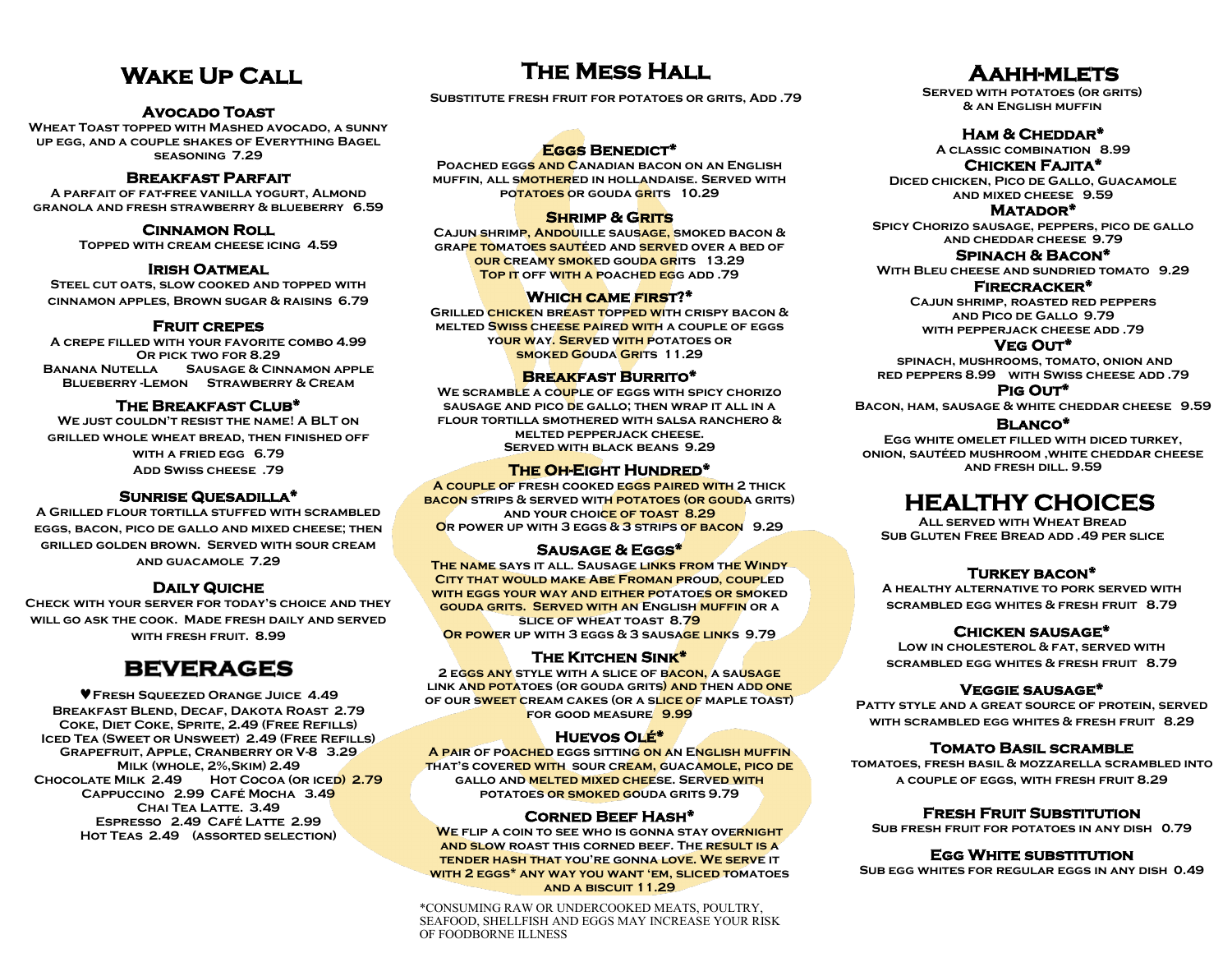# Wake Up Call

### Avocado Toast
Wheat Toast topped with Mashed avocado, a sunny up egg, and a couple shakes of Everything Bagel seasoning 7.29

### Breakfast Parfait
A parfait of fat-free vanilla yogurt, Almond granola and fresh strawberry & blueberry 6.59

### Cinnamon Roll
Topped with cream cheese icing 4.59

### Irish Oatmeal
Steel cut oats, slow cooked and topped with cinnamon apples, Brown sugar & raisins 6.79

### Fruit crepes
A crepe filled with your favorite combo 4.99
Or pick two for 8.29
Banana Nutella     Sausage & Cinnamon apple
Blueberry -Lemon     Strawberry & Cream

### The Breakfast Club*
We just couldn't resist the name! A BLT on grilled whole wheat bread, then finished off with a fried egg 6.79
Add Swiss cheese .79

### Sunrise Quesadilla*
A Grilled flour tortilla stuffed with scrambled eggs, bacon, pico de gallo and mixed cheese; then grilled golden brown. Served with sour cream and guacamole 7.29

### Daily Quiche
Check with your server for today's choice and they will go ask the cook. Made fresh daily and served with fresh fruit. 8.99

# BEVERAGES

♥Fresh Squeezed Orange Juice 4.49
Breakfast Blend, Decaf, Dakota Roast 2.79
Coke, Diet Coke, Sprite, 2.49 (Free Refills)
Iced Tea (Sweet or Unsweet) 2.49 (Free Refills)
Grapefruit, Apple, Cranberry or V-8 3.29
Milk (whole, 2%,Skim) 2.49
Chocolate Milk 2.49     Hot Cocoa (or iced) 2.79
Cappuccino 2.99 Café Mocha 3.49
Chai Tea Latte. 3.49
Espresso 2.49 Café Latte 2.99
Hot Teas 2.49 (assorted selection)

# The Mess Hall

Substitute fresh fruit for potatoes or grits, Add .79

### Eggs Benedict*
Poached eggs and Canadian bacon on an English muffin, all smothered in hollandaise. Served with potatoes or gouda grits 10.29

### Shrimp & Grits
Cajun shrimp, Andouille sausage, smoked bacon & grape tomatoes sautéed and served over a bed of our creamy smoked gouda grits 13.29
Top it off with a poached egg add .79

### Which came first?*
Grilled chicken breast topped with crispy bacon & melted Swiss cheese paired with a couple of eggs your way. Served with potatoes or smoked Gouda Grits 11.29

### Breakfast Burrito*
We scramble a couple of eggs with spicy chorizo sausage and pico de gallo; then wrap it all in a flour tortilla smothered with salsa ranchero & melted pepperjack cheese.
Served with black beans 9.29

### The Oh-Eight Hundred*
A couple of fresh cooked eggs paired with 2 thick bacon strips & served with potatoes (or gouda grits) and your choice of toast 8.29
Or power up with 3 eggs & 3 strips of bacon 9.29

### Sausage & Eggs*
The name says it all. Sausage links from the Windy City that would make Abe Froman proud, coupled with eggs your way and either potatoes or smoked gouda grits. Served with an English muffin or a slice of wheat toast 8.79
Or power up with 3 eggs & 3 sausage links 9.79

### The Kitchen Sink*
2 eggs any style with a slice of bacon, a sausage link and potatoes (or gouda grits) and then add one of our sweet cream cakes (or a slice of maple toast) for good measure 9.99

### Huevos Olé*
A pair of poached eggs sitting on an English muffin that's covered with sour cream, guacamole, pico de gallo and melted mixed cheese. Served with potatoes or smoked gouda grits 9.79

### Corned Beef Hash*
We flip a coin to see who is gonna stay overnight and slow roast this corned beef. The result is a tender hash that you're gonna love. We serve it with 2 eggs* any way you want 'em, sliced tomatoes and a biscuit 11.29

*CONSUMING RAW OR UNDERCOOKED MEATS, POULTRY, SEAFOOD, SHELLFISH AND EGGS MAY INCREASE YOUR RISK OF FOODBORNE ILLNESS

# Aahh-mlets

Served with potatoes (or grits) & an English muffin

### Ham & Cheddar*
A classic combination 8.99

### Chicken Fajita*
Diced chicken, Pico de Gallo, Guacamole and mixed cheese 9.59

### Matador*
Spicy Chorizo sausage, peppers, pico de gallo and cheddar cheese 9.79

### Spinach & Bacon*
With Bleu cheese and sundried tomato 9.29

### Firecracker*
Cajun shrimp, roasted red peppers and Pico de Gallo 9.79
with pepperjack cheese add .79

### Veg Out*
spinach, mushrooms, tomato, onion and red peppers 8.99 with Swiss cheese add .79

### Pig Out*
Bacon, ham, sausage & white cheddar cheese 9.59

### Blanco*
Egg white omelet filled with diced turkey, onion, sautéed mushroom ,white cheddar cheese and fresh dill. 9.59

# HEALTHY CHOICES

All served with Wheat Bread
Sub Gluten Free Bread add .49 per slice

### Turkey bacon*
A healthy alternative to pork served with scrambled egg whites & fresh fruit 8.79

### Chicken sausage*
Low in cholesterol & fat, served with scrambled egg whites & fresh fruit 8.79

### Veggie sausage*
Patty style and a great source of protein, served with scrambled egg whites & fresh fruit 8.29

### Tomato Basil scramble
tomatoes, fresh basil & mozzarella scrambled into a couple of eggs, with fresh fruit 8.29

### Fresh Fruit Substitution
Sub fresh fruit for potatoes in any dish 0.79

### Egg White substitution
Sub egg whites for regular eggs in any dish 0.49